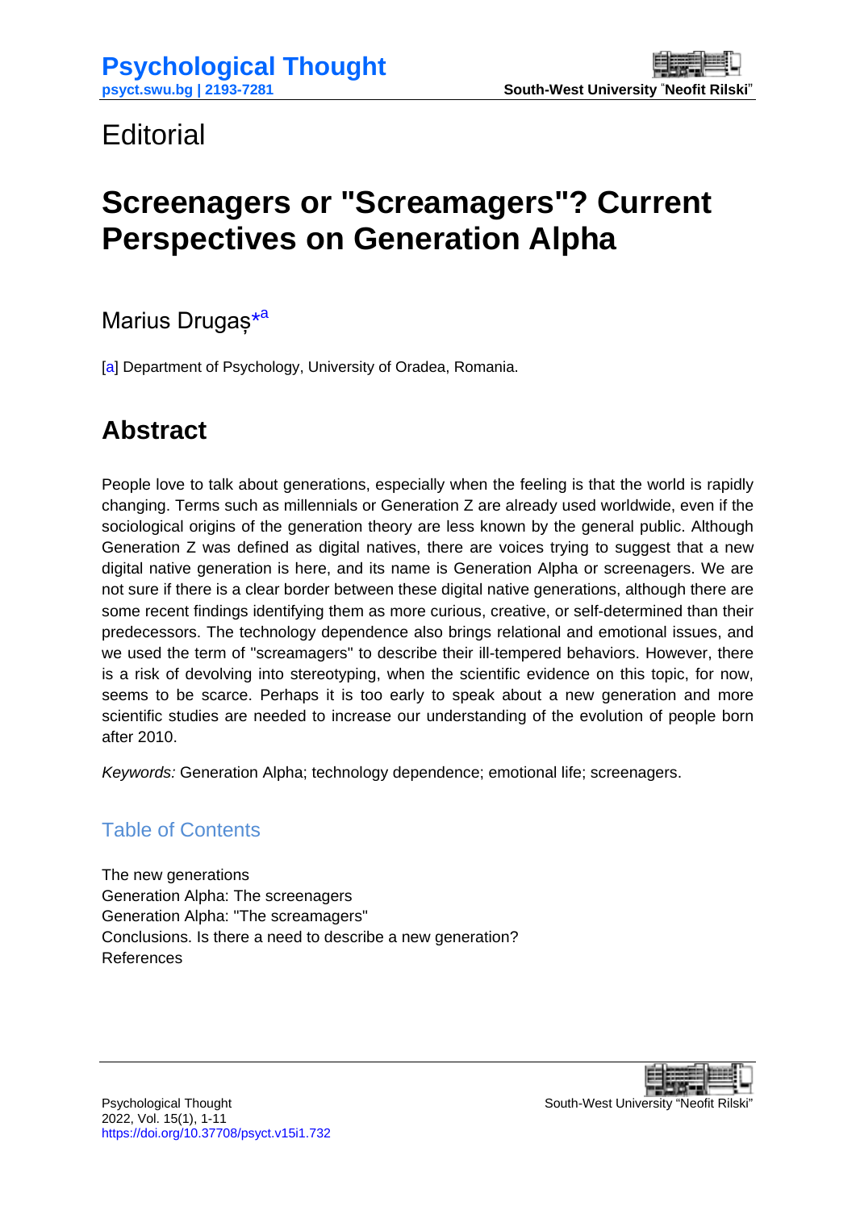Editorial

# Screenagers or "Screamagers"? Current Perspectives on Generation Alpha

Marius Drugaș*[a]

[a] Department of Psychology, University of Oradea, Romania.

## Abstract

People love to talk about generations, especially when the feeling is that the world is rapidly changing. Terms such as millennials or Generation Z are already used worldwide, even if the sociological origins of the generation theory are less known by the general public. Although Generation Z was defined as digital natives, there are voices trying to suggest that a new digital native generation is here, and its name is Generation Alpha or screenagers. We are not sure if there is a clear border between these digital native generations, although there are some recent findings identifying them as more curious, creative, or self-determined than their predecessors. The technology dependence also brings relational and emotional issues, and we used the term of "screamagers" to describe their ill-tempered behaviors. However, there is a risk of devolving into stereotyping, when the scientific evidence on this topic, for now, seems to be scarce. Perhaps it is too early to speak about a new generation and more scientific studies are needed to increase our understanding of the evolution of people born after 2010.

*Keywords:* Generation Alpha; technology dependence; emotional life; screenagers.

### Table of Contents

The new generations
Generation Alpha: The screenagers
Generation Alpha: "The screamagers"
Conclusions. Is there a need to describe a new generation?
References

Psychological Thought
2022, Vol. 15(1), 1-11
https://doi.org/10.37708/psyct.v15i1.732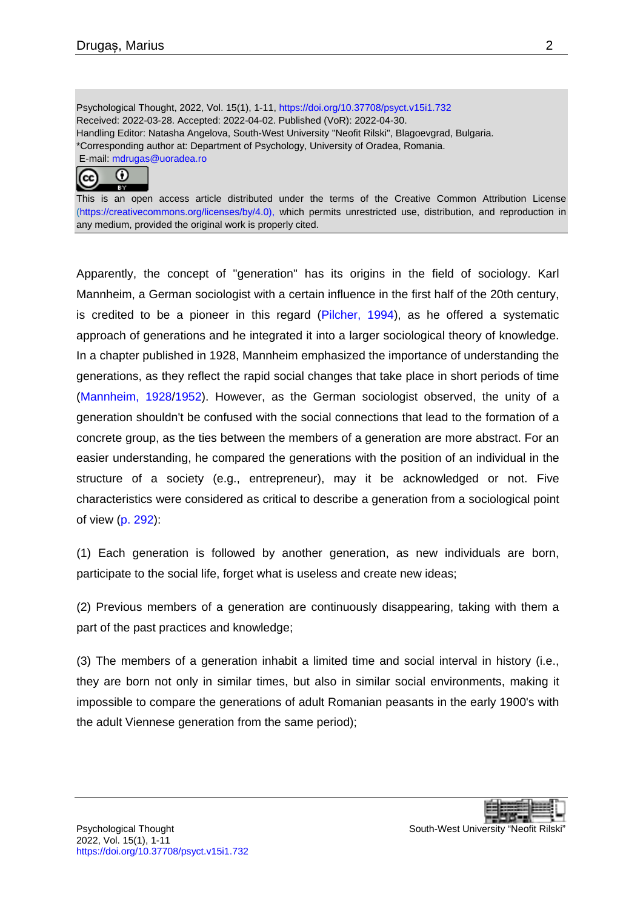Psychological Thought, 2022, Vol. 15(1), 1-11, https://doi.org/10.37708/psyct.v15i1.732
Received: 2022-03-28. Accepted: 2022-04-02. Published (VoR): 2022-04-30.
Handling Editor: Natasha Angelova, South-West University "Neofit Rilski", Blagoevgrad, Bulgaria.
*Corresponding author at: Department of Psychology, University of Oradea, Romania.
E-mail: mdrugas@uoradea.ro

This is an open access article distributed under the terms of the Creative Common Attribution License (https://creativecommons.org/licenses/by/4.0), which permits unrestricted use, distribution, and reproduction in any medium, provided the original work is properly cited.

Apparently, the concept of "generation" has its origins in the field of sociology. Karl Mannheim, a German sociologist with a certain influence in the first half of the 20th century, is credited to be a pioneer in this regard (Pilcher, 1994), as he offered a systematic approach of generations and he integrated it into a larger sociological theory of knowledge. In a chapter published in 1928, Mannheim emphasized the importance of understanding the generations, as they reflect the rapid social changes that take place in short periods of time (Mannheim, 1928/1952). However, as the German sociologist observed, the unity of a generation shouldn't be confused with the social connections that lead to the formation of a concrete group, as the ties between the members of a generation are more abstract. For an easier understanding, he compared the generations with the position of an individual in the structure of a society (e.g., entrepreneur), may it be acknowledged or not. Five characteristics were considered as critical to describe a generation from a sociological point of view (p. 292):

(1) Each generation is followed by another generation, as new individuals are born, participate to the social life, forget what is useless and create new ideas;

(2) Previous members of a generation are continuously disappearing, taking with them a part of the past practices and knowledge;

(3) The members of a generation inhabit a limited time and social interval in history (i.e., they are born not only in similar times, but also in similar social environments, making it impossible to compare the generations of adult Romanian peasants in the early 1900's with the adult Viennese generation from the same period);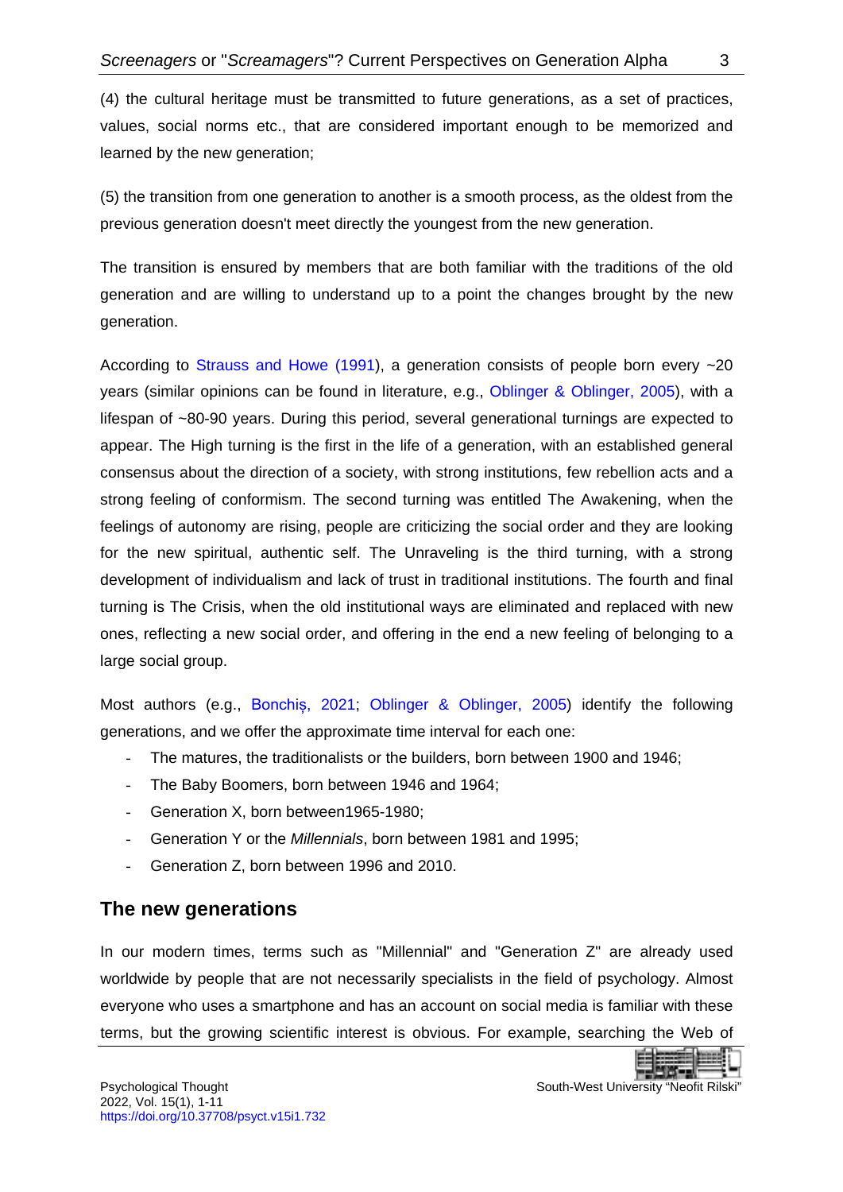(4) the cultural heritage must be transmitted to future generations, as a set of practices, values, social norms etc., that are considered important enough to be memorized and learned by the new generation;

(5) the transition from one generation to another is a smooth process, as the oldest from the previous generation doesn't meet directly the youngest from the new generation.

The transition is ensured by members that are both familiar with the traditions of the old generation and are willing to understand up to a point the changes brought by the new generation.

According to Strauss and Howe (1991), a generation consists of people born every ~20 years (similar opinions can be found in literature, e.g., Oblinger & Oblinger, 2005), with a lifespan of ~80-90 years. During this period, several generational turnings are expected to appear. The High turning is the first in the life of a generation, with an established general consensus about the direction of a society, with strong institutions, few rebellion acts and a strong feeling of conformism. The second turning was entitled The Awakening, when the feelings of autonomy are rising, people are criticizing the social order and they are looking for the new spiritual, authentic self. The Unraveling is the third turning, with a strong development of individualism and lack of trust in traditional institutions. The fourth and final turning is The Crisis, when the old institutional ways are eliminated and replaced with new ones, reflecting a new social order, and offering in the end a new feeling of belonging to a large social group.

Most authors (e.g., Bonchiș, 2021; Oblinger & Oblinger, 2005) identify the following generations, and we offer the approximate time interval for each one:

- The matures, the traditionalists or the builders, born between 1900 and 1946;
- The Baby Boomers, born between 1946 and 1964;
- Generation X, born between1965-1980;
- Generation Y or the *Millennials*, born between 1981 and 1995;
- Generation Z, born between 1996 and 2010.

## The new generations

In our modern times, terms such as "Millennial" and "Generation Z" are already used worldwide by people that are not necessarily specialists in the field of psychology. Almost everyone who uses a smartphone and has an account on social media is familiar with these terms, but the growing scientific interest is obvious. For example, searching the Web of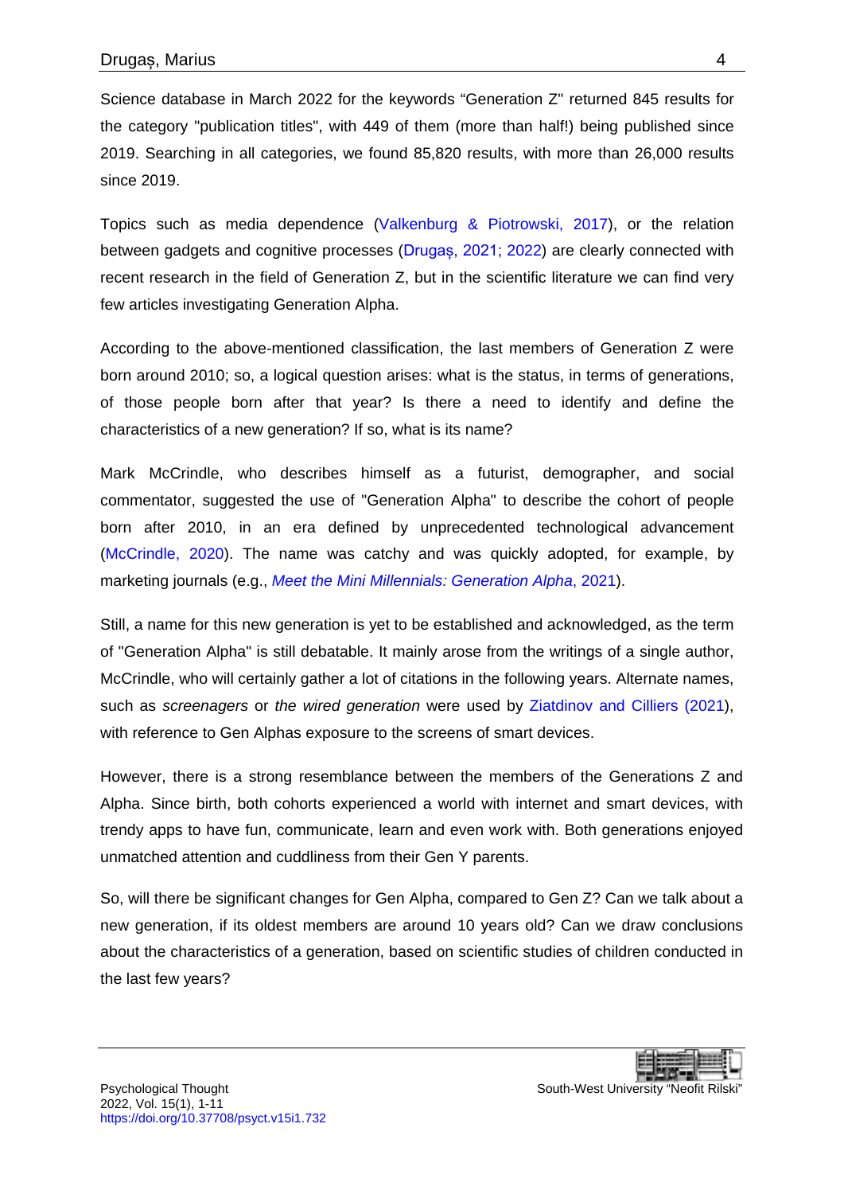Science database in March 2022 for the keywords “Generation Z" returned 845 results for the category "publication titles", with 449 of them (more than half!) being published since 2019. Searching in all categories, we found 85,820 results, with more than 26,000 results since 2019.

Topics such as media dependence (Valkenburg & Piotrowski, 2017), or the relation between gadgets and cognitive processes (Drugaș, 2021; 2022) are clearly connected with recent research in the field of Generation Z, but in the scientific literature we can find very few articles investigating Generation Alpha.

According to the above-mentioned classification, the last members of Generation Z were born around 2010; so, a logical question arises: what is the status, in terms of generations, of those people born after that year? Is there a need to identify and define the characteristics of a new generation? If so, what is its name?

Mark McCrindle, who describes himself as a futurist, demographer, and social commentator, suggested the use of "Generation Alpha" to describe the cohort of people born after 2010, in an era defined by unprecedented technological advancement (McCrindle, 2020). The name was catchy and was quickly adopted, for example, by marketing journals (e.g., *Meet the Mini Millennials: Generation Alpha*, 2021).

Still, a name for this new generation is yet to be established and acknowledged, as the term of "Generation Alpha" is still debatable. It mainly arose from the writings of a single author, McCrindle, who will certainly gather a lot of citations in the following years. Alternate names, such as *screenagers* or *the wired generation* were used by Ziatdinov and Cilliers (2021), with reference to Gen Alphas exposure to the screens of smart devices.

However, there is a strong resemblance between the members of the Generations Z and Alpha. Since birth, both cohorts experienced a world with internet and smart devices, with trendy apps to have fun, communicate, learn and even work with. Both generations enjoyed unmatched attention and cuddliness from their Gen Y parents.

So, will there be significant changes for Gen Alpha, compared to Gen Z? Can we talk about a new generation, if its oldest members are around 10 years old? Can we draw conclusions about the characteristics of a generation, based on scientific studies of children conducted in the last few years?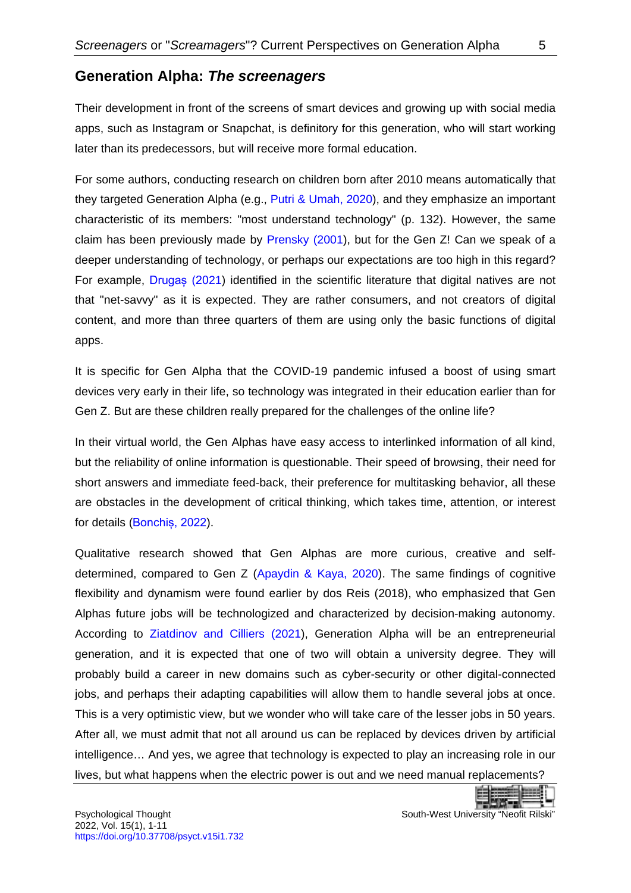## Generation Alpha: *The screenagers*

Their development in front of the screens of smart devices and growing up with social media apps, such as Instagram or Snapchat, is definitory for this generation, who will start working later than its predecessors, but will receive more formal education.

For some authors, conducting research on children born after 2010 means automatically that they targeted Generation Alpha (e.g., Putri & Umah, 2020), and they emphasize an important characteristic of its members: "most understand technology" (p. 132). However, the same claim has been previously made by Prensky (2001), but for the Gen Z! Can we speak of a deeper understanding of technology, or perhaps our expectations are too high in this regard? For example, Drugaș (2021) identified in the scientific literature that digital natives are not that "net-savvy" as it is expected. They are rather consumers, and not creators of digital content, and more than three quarters of them are using only the basic functions of digital apps.

It is specific for Gen Alpha that the COVID-19 pandemic infused a boost of using smart devices very early in their life, so technology was integrated in their education earlier than for Gen Z. But are these children really prepared for the challenges of the online life?

In their virtual world, the Gen Alphas have easy access to interlinked information of all kind, but the reliability of online information is questionable. Their speed of browsing, their need for short answers and immediate feed-back, their preference for multitasking behavior, all these are obstacles in the development of critical thinking, which takes time, attention, or interest for details (Bonchiș, 2022).

Qualitative research showed that Gen Alphas are more curious, creative and self-determined, compared to Gen Z (Apaydin & Kaya, 2020). The same findings of cognitive flexibility and dynamism were found earlier by dos Reis (2018), who emphasized that Gen Alphas future jobs will be technologized and characterized by decision-making autonomy. According to Ziatdinov and Cilliers (2021), Generation Alpha will be an entrepreneurial generation, and it is expected that one of two will obtain a university degree. They will probably build a career in new domains such as cyber-security or other digital-connected jobs, and perhaps their adapting capabilities will allow them to handle several jobs at once. This is a very optimistic view, but we wonder who will take care of the lesser jobs in 50 years. After all, we must admit that not all around us can be replaced by devices driven by artificial intelligence… And yes, we agree that technology is expected to play an increasing role in our lives, but what happens when the electric power is out and we need manual replacements?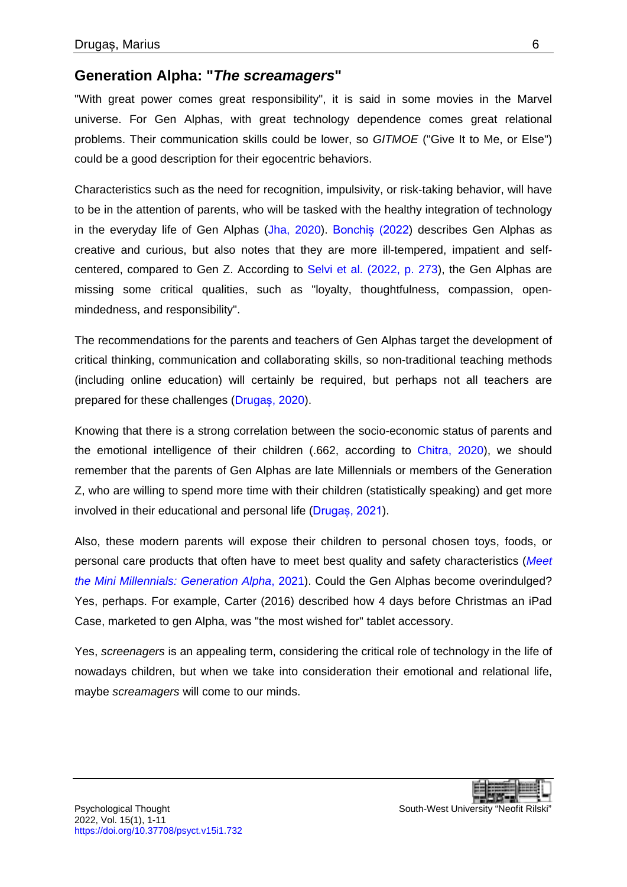## Generation Alpha: "*The screamagers*"

"With great power comes great responsibility", it is said in some movies in the Marvel universe. For Gen Alphas, with great technology dependence comes great relational problems. Their communication skills could be lower, so *GITMOE* ("Give It to Me, or Else") could be a good description for their egocentric behaviors.

Characteristics such as the need for recognition, impulsivity, or risk-taking behavior, will have to be in the attention of parents, who will be tasked with the healthy integration of technology in the everyday life of Gen Alphas (Jha, 2020). Bonchiș (2022) describes Gen Alphas as creative and curious, but also notes that they are more ill-tempered, impatient and self-centered, compared to Gen Z. According to Selvi et al. (2022, p. 273), the Gen Alphas are missing some critical qualities, such as "loyalty, thoughtfulness, compassion, open-mindedness, and responsibility".

The recommendations for the parents and teachers of Gen Alphas target the development of critical thinking, communication and collaborating skills, so non-traditional teaching methods (including online education) will certainly be required, but perhaps not all teachers are prepared for these challenges (Drugaș, 2020).

Knowing that there is a strong correlation between the socio-economic status of parents and the emotional intelligence of their children (.662, according to Chitra, 2020), we should remember that the parents of Gen Alphas are late Millennials or members of the Generation Z, who are willing to spend more time with their children (statistically speaking) and get more involved in their educational and personal life (Drugaș, 2021).

Also, these modern parents will expose their children to personal chosen toys, foods, or personal care products that often have to meet best quality and safety characteristics (*Meet the Mini Millennials: Generation Alpha*, 2021). Could the Gen Alphas become overindulged? Yes, perhaps. For example, Carter (2016) described how 4 days before Christmas an iPad Case, marketed to gen Alpha, was "the most wished for" tablet accessory.

Yes, *screenagers* is an appealing term, considering the critical role of technology in the life of nowadays children, but when we take into consideration their emotional and relational life, maybe *screamagers* will come to our minds.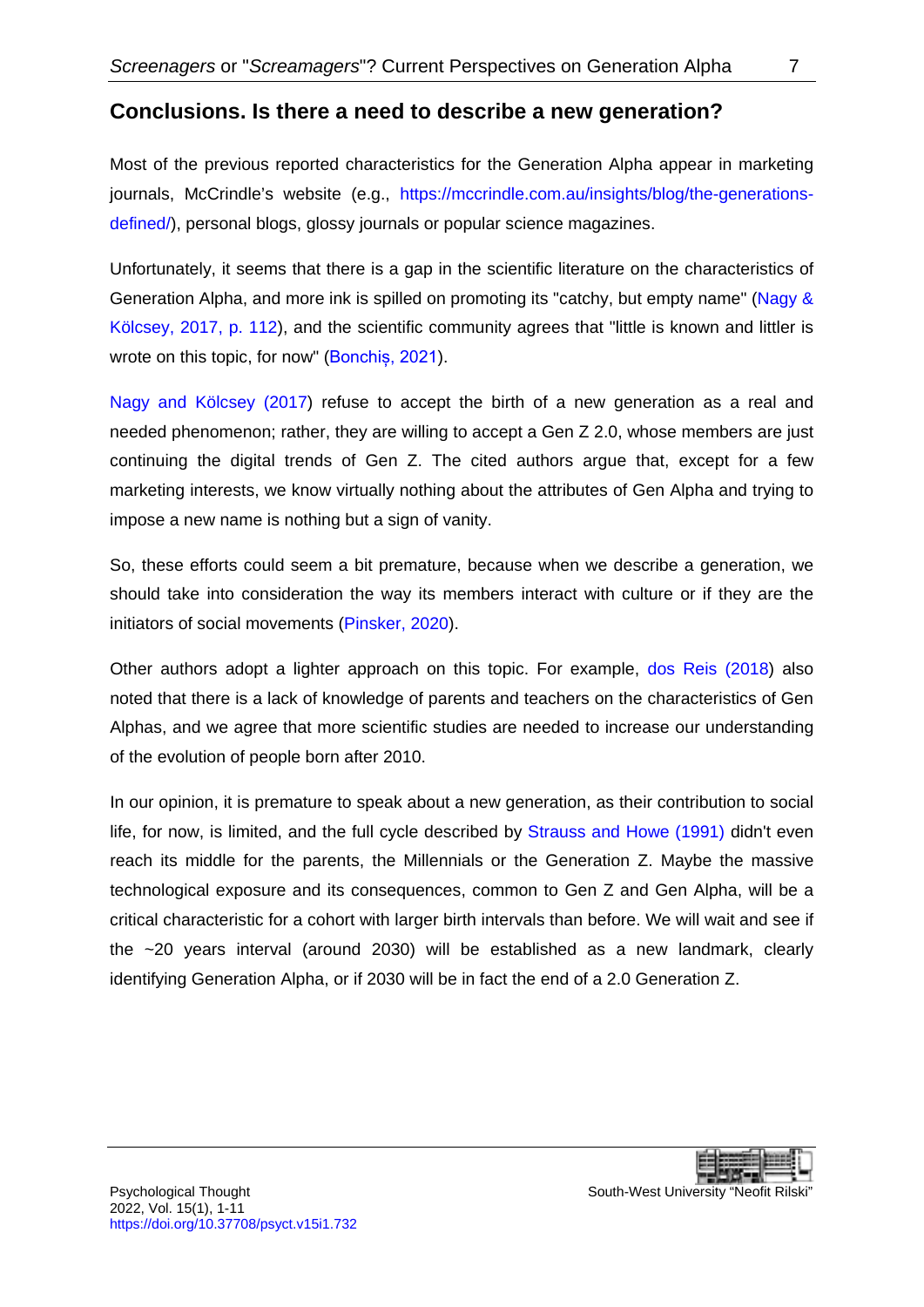## Conclusions. Is there a need to describe a new generation?

Most of the previous reported characteristics for the Generation Alpha appear in marketing journals, McCrindle's website (e.g., https://mccrindle.com.au/insights/blog/the-generations-defined/), personal blogs, glossy journals or popular science magazines.

Unfortunately, it seems that there is a gap in the scientific literature on the characteristics of Generation Alpha, and more ink is spilled on promoting its "catchy, but empty name" (Nagy & Kölcsey, 2017, p. 112), and the scientific community agrees that "little is known and littler is wrote on this topic, for now" (Bonchiș, 2021).

Nagy and Kölcsey (2017) refuse to accept the birth of a new generation as a real and needed phenomenon; rather, they are willing to accept a Gen Z 2.0, whose members are just continuing the digital trends of Gen Z. The cited authors argue that, except for a few marketing interests, we know virtually nothing about the attributes of Gen Alpha and trying to impose a new name is nothing but a sign of vanity.

So, these efforts could seem a bit premature, because when we describe a generation, we should take into consideration the way its members interact with culture or if they are the initiators of social movements (Pinsker, 2020).

Other authors adopt a lighter approach on this topic. For example, dos Reis (2018) also noted that there is a lack of knowledge of parents and teachers on the characteristics of Gen Alphas, and we agree that more scientific studies are needed to increase our understanding of the evolution of people born after 2010.

In our opinion, it is premature to speak about a new generation, as their contribution to social life, for now, is limited, and the full cycle described by Strauss and Howe (1991) didn't even reach its middle for the parents, the Millennials or the Generation Z. Maybe the massive technological exposure and its consequences, common to Gen Z and Gen Alpha, will be a critical characteristic for a cohort with larger birth intervals than before. We will wait and see if the ~20 years interval (around 2030) will be established as a new landmark, clearly identifying Generation Alpha, or if 2030 will be in fact the end of a 2.0 Generation Z.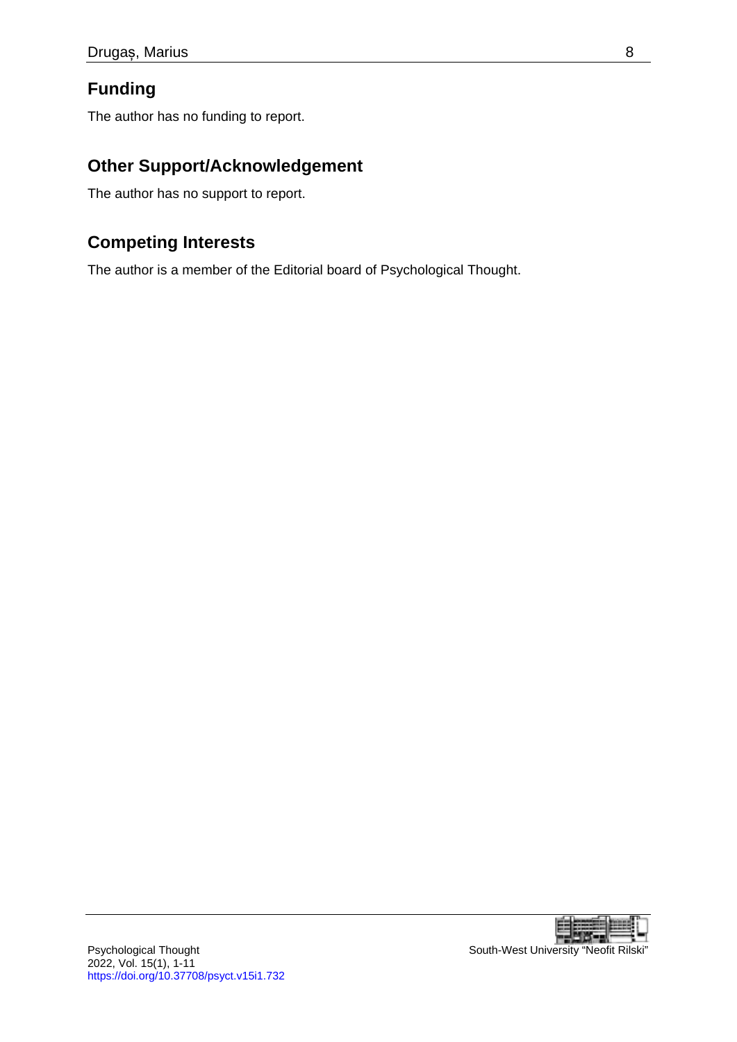## Funding

The author has no funding to report.

## Other Support/Acknowledgement

The author has no support to report.

## Competing Interests

The author is a member of the Editorial board of Psychological Thought.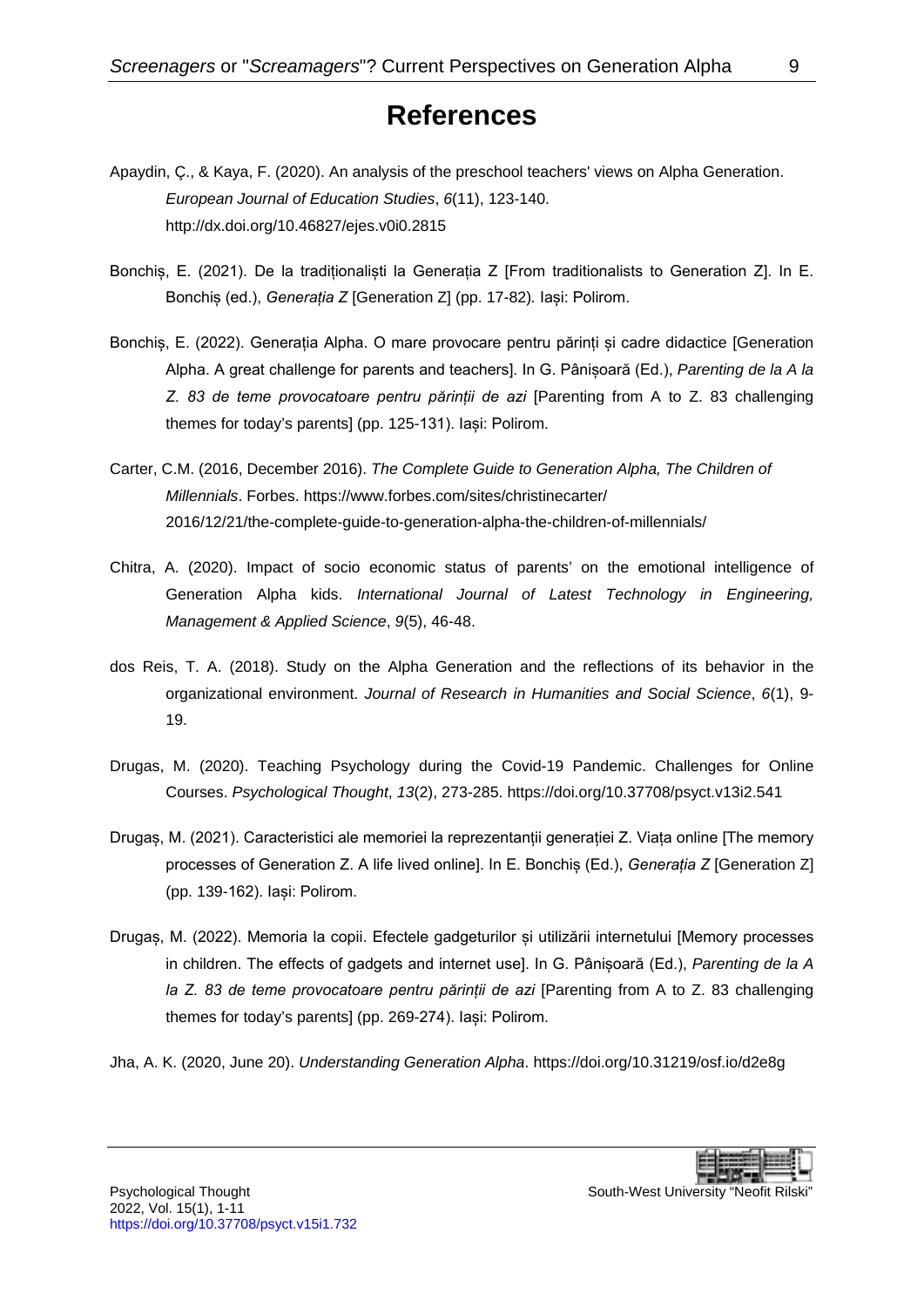# References

Apaydin, Ç., & Kaya, F. (2020). An analysis of the preschool teachers' views on Alpha Generation. *European Journal of Education Studies*, *6*(11), 123-140. http://dx.doi.org/10.46827/ejes.v0i0.2815

Bonchiș, E. (2021). De la tradiționaliști la Generația Z [From traditionalists to Generation Z]. In E. Bonchiș (ed.), *Generația Z* [Generation Z] (pp. 17-82). Iași: Polirom.

Bonchiș, E. (2022). Generația Alpha. O mare provocare pentru părinți și cadre didactice [Generation Alpha. A great challenge for parents and teachers]. In G. Pânișoară (Ed.), *Parenting de la A la Z. 83 de teme provocatoare pentru părinții de azi* [Parenting from A to Z. 83 challenging themes for today's parents] (pp. 125-131). Iași: Polirom.

Carter, C.M. (2016, December 2016). *The Complete Guide to Generation Alpha, The Children of Millennials*. Forbes. https://www.forbes.com/sites/christinecarter/2016/12/21/the-complete-guide-to-generation-alpha-the-children-of-millennials/

Chitra, A. (2020). Impact of socio economic status of parents' on the emotional intelligence of Generation Alpha kids. *International Journal of Latest Technology in Engineering, Management & Applied Science*, *9*(5), 46-48.

dos Reis, T. A. (2018). Study on the Alpha Generation and the reflections of its behavior in the organizational environment. *Journal of Research in Humanities and Social Science*, *6*(1), 9-19.

Drugas, M. (2020). Teaching Psychology during the Covid-19 Pandemic. Challenges for Online Courses. *Psychological Thought*, *13*(2), 273-285. https://doi.org/10.37708/psyct.v13i2.541

Drugaș, M. (2021). Caracteristici ale memoriei la reprezentanții generației Z. Viața online [The memory processes of Generation Z. A life lived online]. In E. Bonchiș (Ed.), *Generația Z* [Generation Z] (pp. 139-162). Iași: Polirom.

Drugaș, M. (2022). Memoria la copii. Efectele gadgeturilor și utilizării internetului [Memory processes in children. The effects of gadgets and internet use]. In G. Pânișoară (Ed.), *Parenting de la A la Z. 83 de teme provocatoare pentru părinții de azi* [Parenting from A to Z. 83 challenging themes for today's parents] (pp. 269-274). Iași: Polirom.

Jha, A. K. (2020, June 20). *Understanding Generation Alpha*. https://doi.org/10.31219/osf.io/d2e8g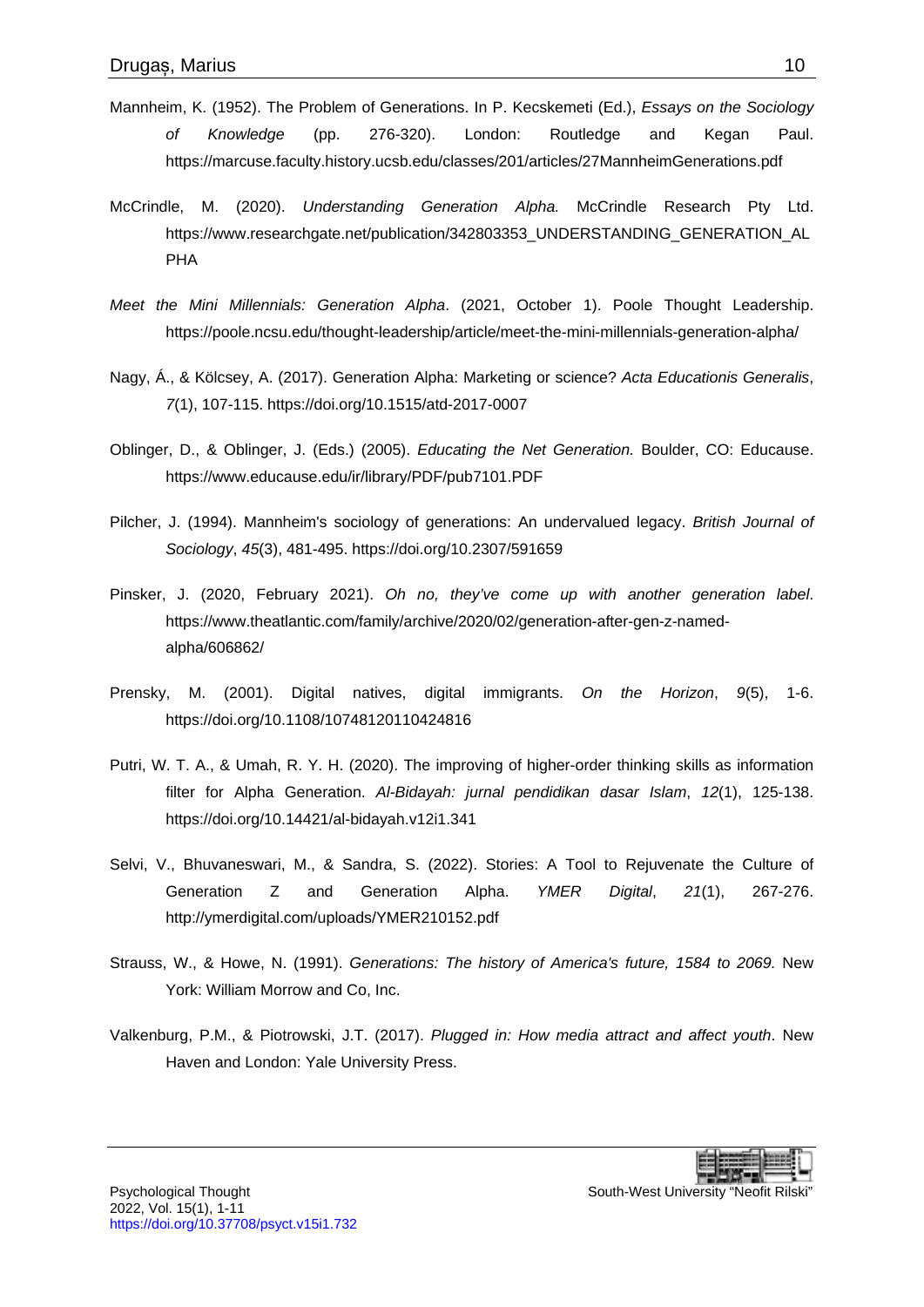Mannheim, K. (1952). The Problem of Generations. In P. Kecskemeti (Ed.), *Essays on the Sociology of Knowledge* (pp. 276-320). London: Routledge and Kegan Paul. https://marcuse.faculty.history.ucsb.edu/classes/201/articles/27MannheimGenerations.pdf

McCrindle, M. (2020). *Understanding Generation Alpha.* McCrindle Research Pty Ltd. https://www.researchgate.net/publication/342803353_UNDERSTANDING_GENERATION_ALPHA

*Meet the Mini Millennials: Generation Alpha*. (2021, October 1). Poole Thought Leadership. https://poole.ncsu.edu/thought-leadership/article/meet-the-mini-millennials-generation-alpha/

Nagy, Á., & Kölcsey, A. (2017). Generation Alpha: Marketing or science? *Acta Educationis Generalis*, *7*(1), 107-115. https://doi.org/10.1515/atd-2017-0007

Oblinger, D., & Oblinger, J. (Eds.) (2005). *Educating the Net Generation.* Boulder, CO: Educause. https://www.educause.edu/ir/library/PDF/pub7101.PDF

Pilcher, J. (1994). Mannheim's sociology of generations: An undervalued legacy. *British Journal of Sociology*, *45*(3), 481-495. https://doi.org/10.2307/591659

Pinsker, J. (2020, February 2021). *Oh no, they've come up with another generation label*. https://www.theatlantic.com/family/archive/2020/02/generation-after-gen-z-named-alpha/606862/

Prensky, M. (2001). Digital natives, digital immigrants. *On the Horizon*, *9*(5), 1-6. https://doi.org/10.1108/10748120110424816

Putri, W. T. A., & Umah, R. Y. H. (2020). The improving of higher-order thinking skills as information filter for Alpha Generation. *Al-Bidayah: jurnal pendidikan dasar Islam*, *12*(1), 125-138. https://doi.org/10.14421/al-bidayah.v12i1.341

Selvi, V., Bhuvaneswari, M., & Sandra, S. (2022). Stories: A Tool to Rejuvenate the Culture of Generation Z and Generation Alpha. *YMER Digital*, *21*(1), 267-276. http://ymerdigital.com/uploads/YMER210152.pdf

Strauss, W., & Howe, N. (1991). *Generations: The history of America's future, 1584 to 2069.* New York: William Morrow and Co, Inc.

Valkenburg, P.M., & Piotrowski, J.T. (2017). *Plugged in: How media attract and affect youth*. New Haven and London: Yale University Press.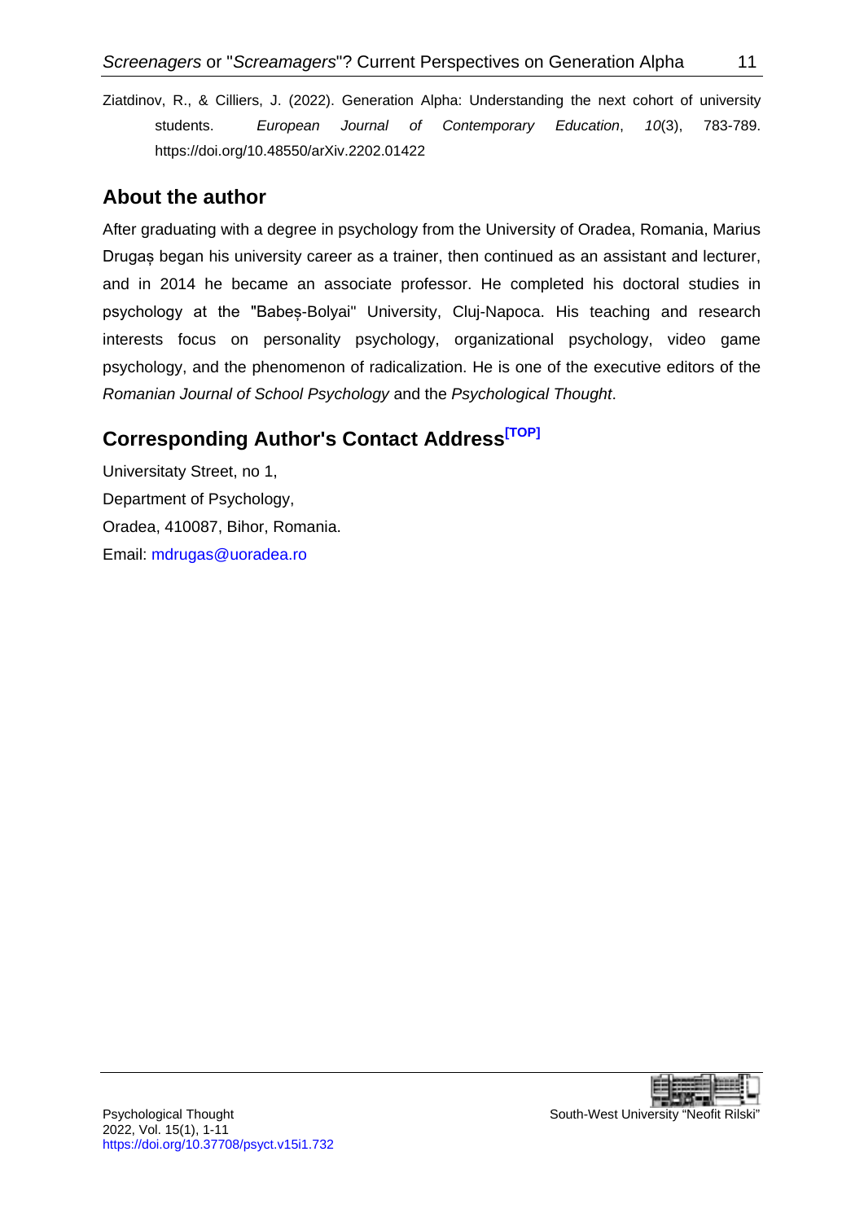Ziatdinov, R., & Cilliers, J. (2022). Generation Alpha: Understanding the next cohort of university students. *European Journal of Contemporary Education*, *10*(3), 783-789. https://doi.org/10.48550/arXiv.2202.01422

## About the author

After graduating with a degree in psychology from the University of Oradea, Romania, Marius Drugaș began his university career as a trainer, then continued as an assistant and lecturer, and in 2014 he became an associate professor. He completed his doctoral studies in psychology at the "Babeș-Bolyai" University, Cluj-Napoca. His teaching and research interests focus on personality psychology, organizational psychology, video game psychology, and the phenomenon of radicalization. He is one of the executive editors of the *Romanian Journal of School Psychology* and the *Psychological Thought*.

## Corresponding Author's Contact Address[TOP]

Universitaty Street, no 1,
Department of Psychology,
Oradea, 410087, Bihor, Romania.
Email: mdrugas@uoradea.ro